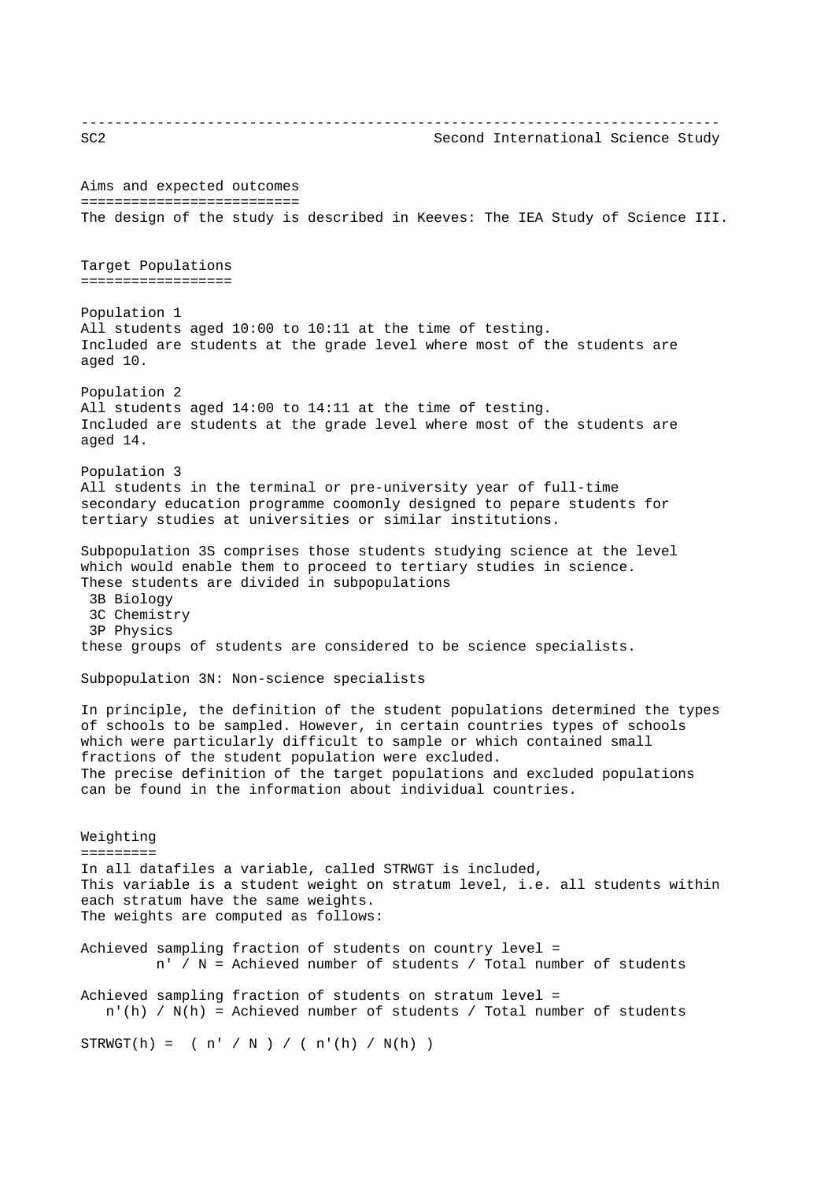SC2 Second International Science Study

## Aims and expected outcomes

The design of the study is described in Keeves: The IEA Study of Science III.

## Target Populations

Population 1
All students aged 10:00 to 10:11 at the time of testing.
Included are students at the grade level where most of the students are aged 10.

Population 2
All students aged 14:00 to 14:11 at the time of testing.
Included are students at the grade level where most of the students are aged 14.

Population 3
All students in the terminal or pre-university year of full-time secondary education programme coomonly designed to pepare students for tertiary studies at universities or similar institutions.

Subpopulation 3S comprises those students studying science at the level which would enable them to proceed to tertiary studies in science.
These students are divided in subpopulations

- 3B Biology
- 3C Chemistry
- 3P Physics

these groups of students are considered to be science specialists.

Subpopulation 3N: Non-science specialists

In principle, the definition of the student populations determined the types of schools to be sampled. However, in certain countries types of schools which were particularly difficult to sample or which contained small fractions of the student population were excluded.
The precise definition of the target populations and excluded populations can be found in the information about individual countries.

## Weighting

In all datafiles a variable, called STRWGT is included,
This variable is a student weight on stratum level, i.e. all students within each stratum have the same weights.
The weights are computed as follows:

Achieved sampling fraction of students on country level =
$n' / N$ = Achieved number of students / Total number of students

Achieved sampling fraction of students on stratum level =
$n'(h) / N(h)$ = Achieved number of students / Total number of students

$$STRWGT(h) = ( n' / N ) / ( n'(h) / N(h) )$$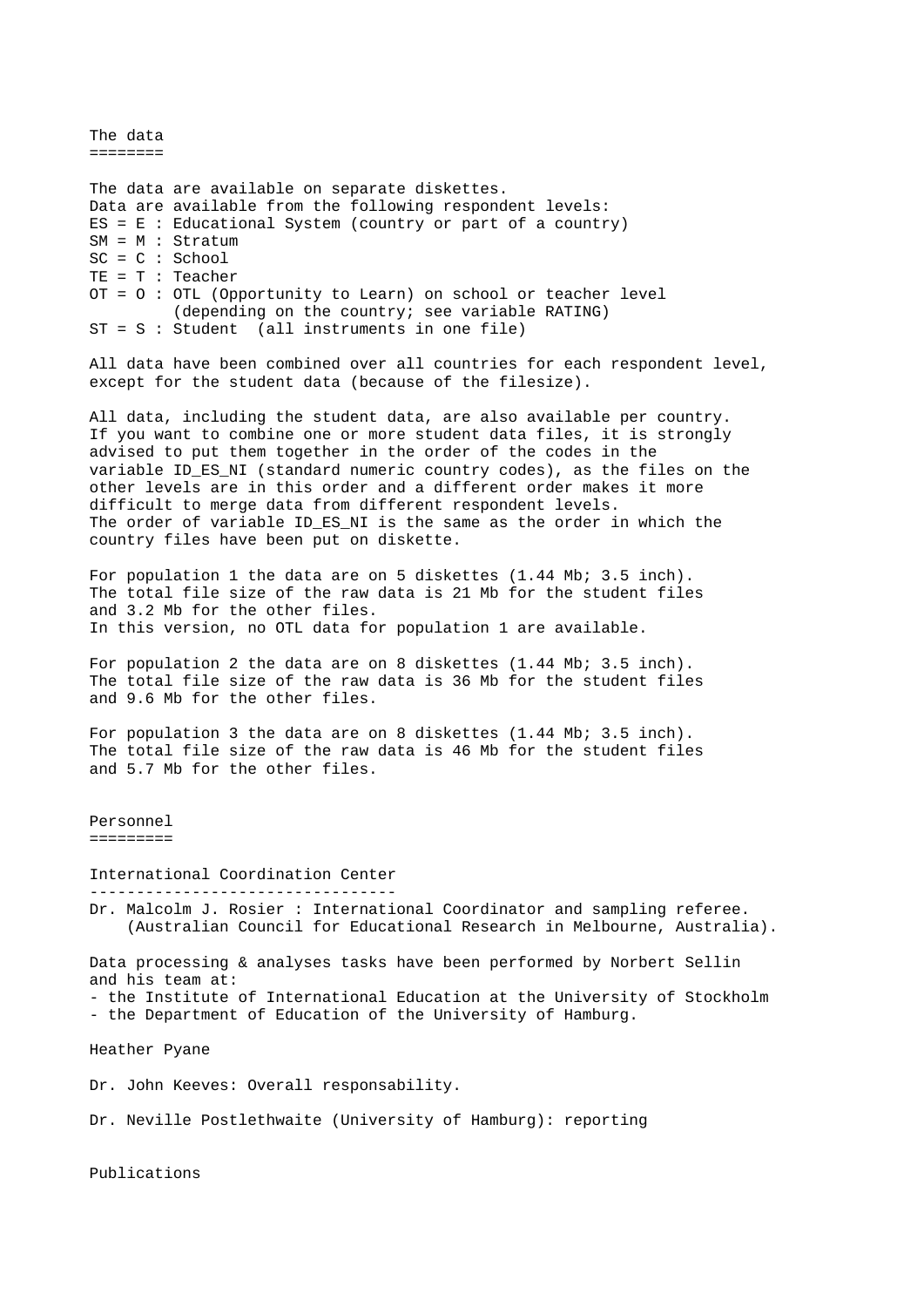## The data

The data are available on separate diskettes.
Data are available from the following respondent levels:

ES = E : Educational System (country or part of a country)
SM = M : Stratum
SC = C : School
TE = T : Teacher
OT = O : OTL (Opportunity to Learn) on school or teacher level
(depending on the country; see variable RATING)
ST = S : Student (all instruments in one file)

All data have been combined over all countries for each respondent level, except for the student data (because of the filesize).

All data, including the student data, are also available per country. If you want to combine one or more student data files, it is strongly advised to put them together in the order of the codes in the variable ID_ES_NI (standard numeric country codes), as the files on the other levels are in this order and a different order makes it more difficult to merge data from different respondent levels. The order of variable ID_ES_NI is the same as the order in which the country files have been put on diskette.

For population 1 the data are on 5 diskettes (1.44 Mb; 3.5 inch). The total file size of the raw data is 21 Mb for the student files and 3.2 Mb for the other files.
In this version, no OTL data for population 1 are available.

For population 2 the data are on 8 diskettes (1.44 Mb; 3.5 inch). The total file size of the raw data is 36 Mb for the student files and 9.6 Mb for the other files.

For population 3 the data are on 8 diskettes (1.44 Mb; 3.5 inch). The total file size of the raw data is 46 Mb for the student files and 5.7 Mb for the other files.

## Personnel

### International Coordination Center

Dr. Malcolm J. Rosier : International Coordinator and sampling referee.
(Australian Council for Educational Research in Melbourne, Australia).

Data processing & analyses tasks have been performed by Norbert Sellin and his team at:
- the Institute of International Education at the University of Stockholm
- the Department of Education of the University of Hamburg.

Heather Pyane

Dr. John Keeves: Overall responsability.

Dr. Neville Postlethwaite (University of Hamburg): reporting

## Publications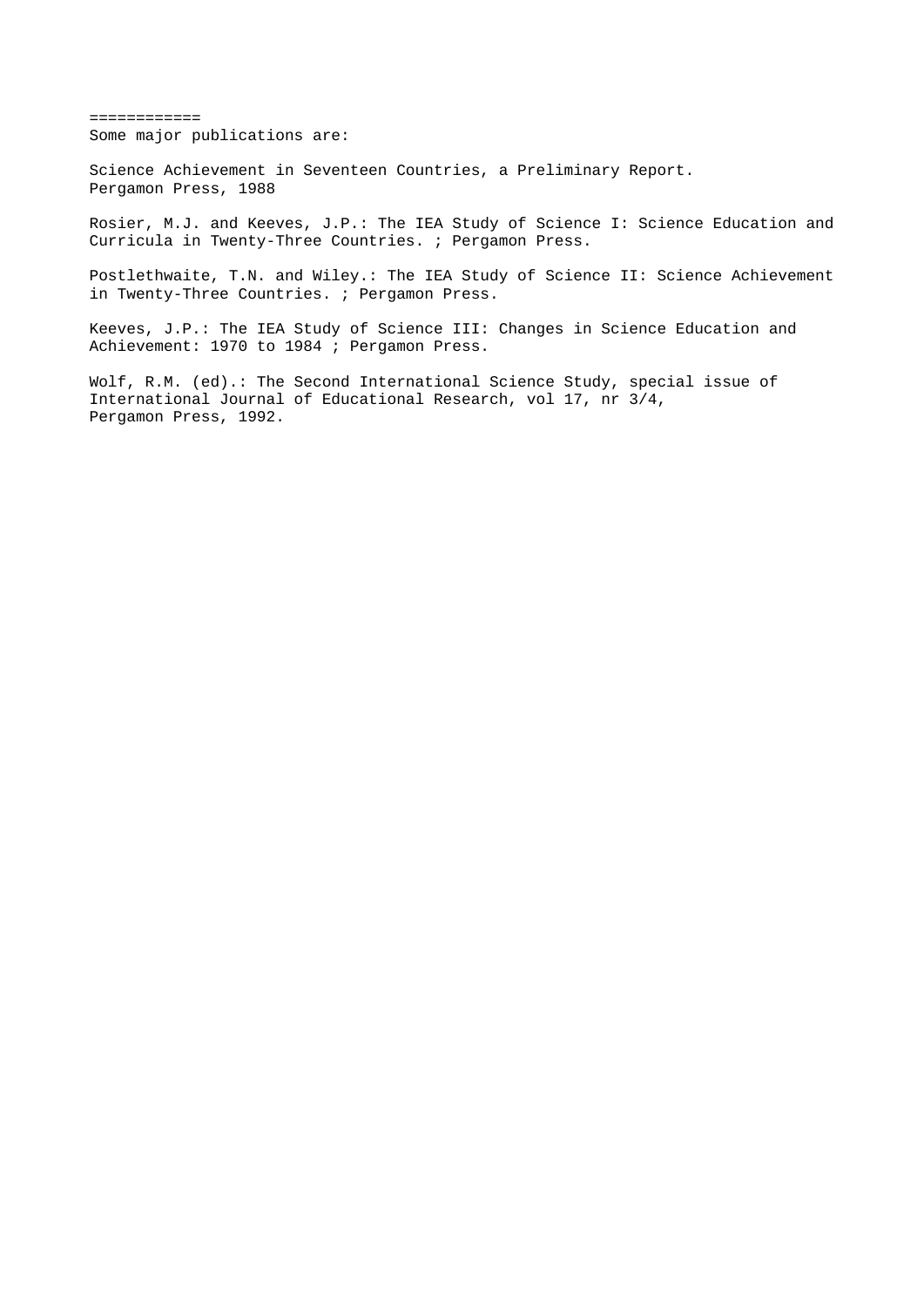============
Some major publications are:

Science Achievement in Seventeen Countries, a Preliminary Report.
Pergamon Press, 1988

Rosier, M.J. and Keeves, J.P.: The IEA Study of Science I: Science Education and Curricula in Twenty-Three Countries. ; Pergamon Press.

Postlethwaite, T.N. and Wiley.: The IEA Study of Science II: Science Achievement in Twenty-Three Countries. ; Pergamon Press.

Keeves, J.P.: The IEA Study of Science III: Changes in Science Education and Achievement: 1970 to 1984 ; Pergamon Press.

Wolf, R.M. (ed).: The Second International Science Study, special issue of International Journal of Educational Research, vol 17, nr 3/4,
Pergamon Press, 1992.